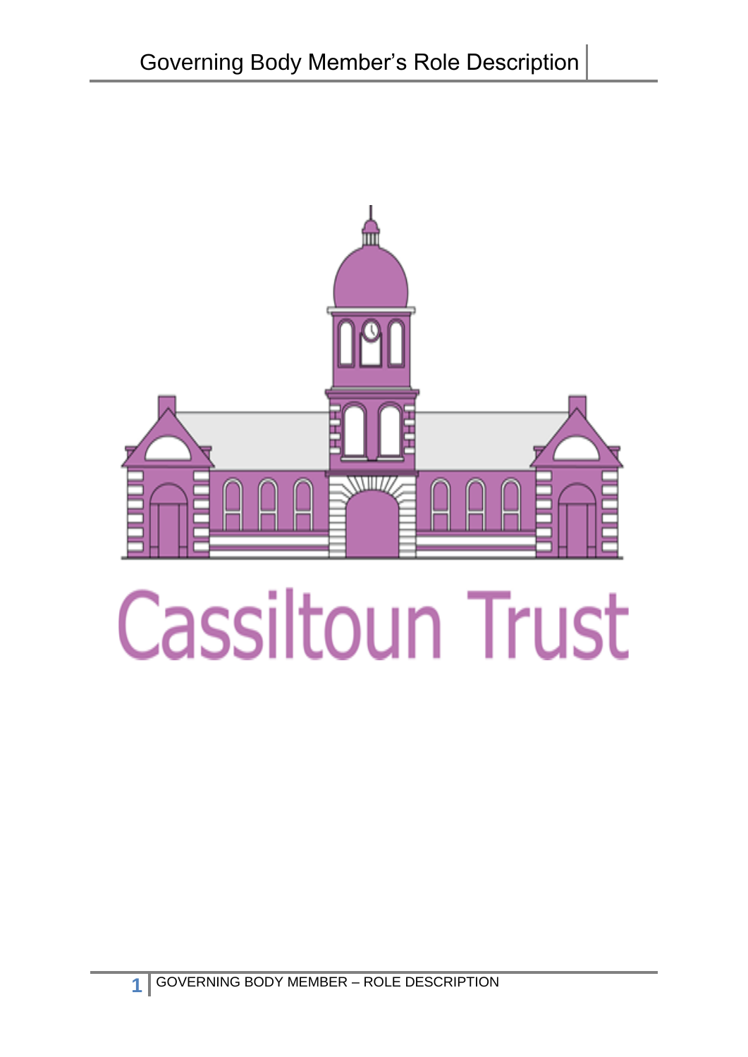# Cassiltoun Trust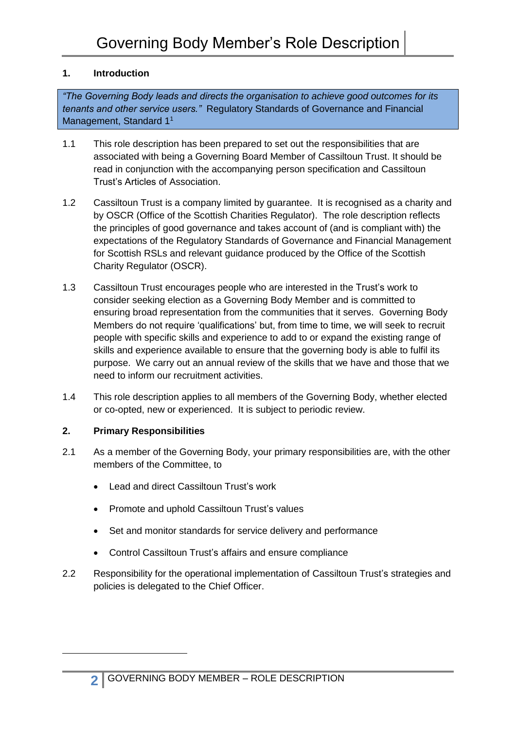# Governing Body Member's Role Description

## 1. Introduction

> *"The Governing Body leads and directs the organisation to achieve good outcomes for its tenants and other service users."* Regulatory Standards of Governance and Financial Management, Standard 1[1]

1.1 This role description has been prepared to set out the responsibilities that are associated with being a Governing Board Member of Cassiltoun Trust. It should be read in conjunction with the accompanying person specification and Cassiltoun Trust's Articles of Association.

1.2 Cassiltoun Trust is a company limited by guarantee. It is recognised as a charity and by OSCR (Office of the Scottish Charities Regulator). The role description reflects the principles of good governance and takes account of (and is compliant with) the expectations of the Regulatory Standards of Governance and Financial Management for Scottish RSLs and relevant guidance produced by the Office of the Scottish Charity Regulator (OSCR).

1.3 Cassiltoun Trust encourages people who are interested in the Trust's work to consider seeking election as a Governing Body Member and is committed to ensuring broad representation from the communities that it serves. Governing Body Members do not require 'qualifications' but, from time to time, we will seek to recruit people with specific skills and experience to add to or expand the existing range of skills and experience available to ensure that the governing body is able to fulfil its purpose. We carry out an annual review of the skills that we have and those that we need to inform our recruitment activities.

1.4 This role description applies to all members of the Governing Body, whether elected or co-opted, new or experienced. It is subject to periodic review.

## 2. Primary Responsibilities

2.1 As a member of the Governing Body, your primary responsibilities are, with the other members of the Committee, to

- Lead and direct Cassiltoun Trust's work
- Promote and uphold Cassiltoun Trust's values
- Set and monitor standards for service delivery and performance
- Control Cassiltoun Trust's affairs and ensure compliance

2.2 Responsibility for the operational implementation of Cassiltoun Trust's strategies and policies is delegated to the Chief Officer.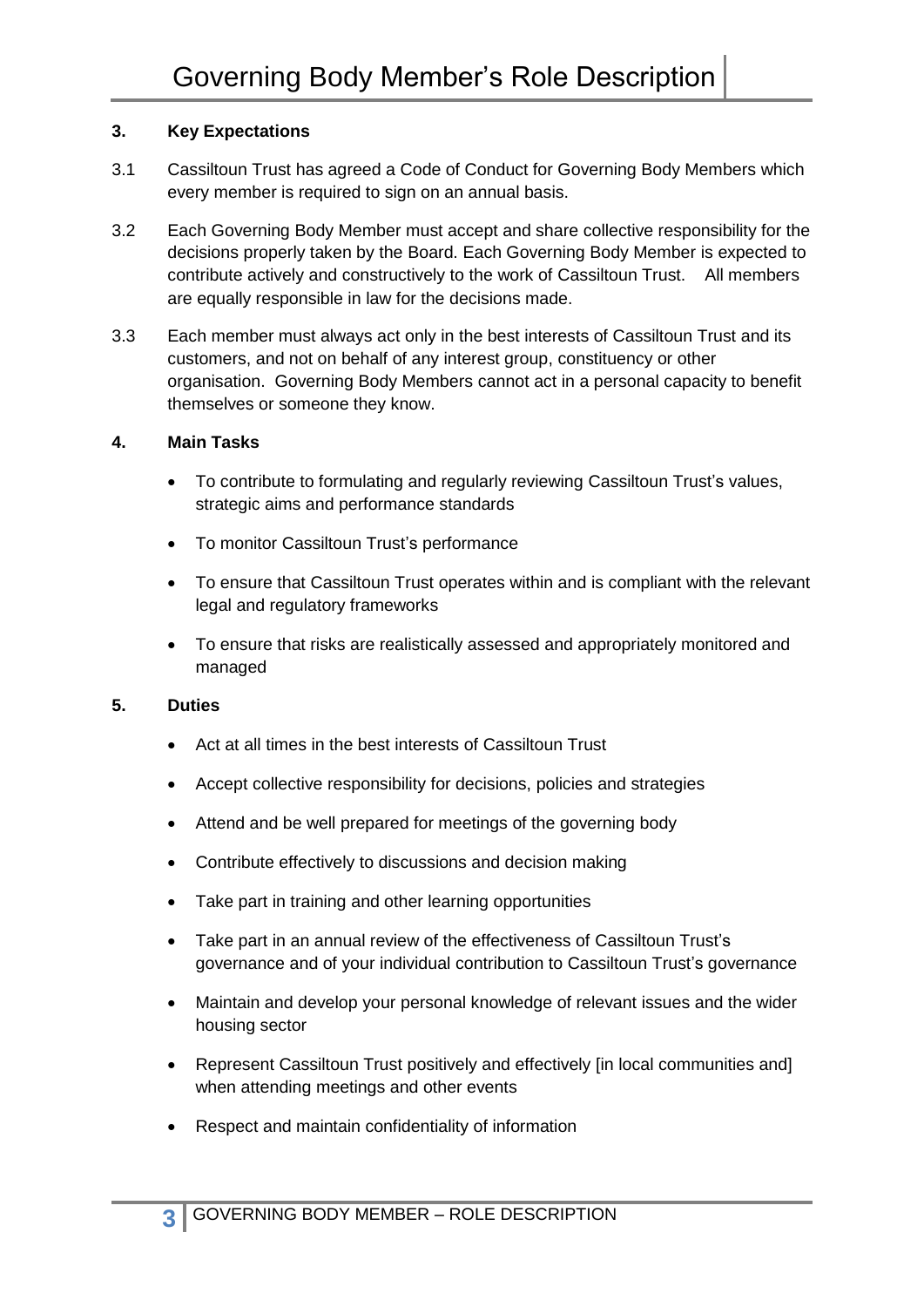### 3. Key Expectations

3.1 Cassiltoun Trust has agreed a Code of Conduct for Governing Body Members which every member is required to sign on an annual basis.

3.2 Each Governing Body Member must accept and share collective responsibility for the decisions properly taken by the Board. Each Governing Body Member is expected to contribute actively and constructively to the work of Cassiltoun Trust. All members are equally responsible in law for the decisions made.

3.3 Each member must always act only in the best interests of Cassiltoun Trust and its customers, and not on behalf of any interest group, constituency or other organisation. Governing Body Members cannot act in a personal capacity to benefit themselves or someone they know.

### 4. Main Tasks

- To contribute to formulating and regularly reviewing Cassiltoun Trust's values, strategic aims and performance standards
- To monitor Cassiltoun Trust's performance
- To ensure that Cassiltoun Trust operates within and is compliant with the relevant legal and regulatory frameworks
- To ensure that risks are realistically assessed and appropriately monitored and managed

### 5. Duties

- Act at all times in the best interests of Cassiltoun Trust
- Accept collective responsibility for decisions, policies and strategies
- Attend and be well prepared for meetings of the governing body
- Contribute effectively to discussions and decision making
- Take part in training and other learning opportunities
- Take part in an annual review of the effectiveness of Cassiltoun Trust's governance and of your individual contribution to Cassiltoun Trust's governance
- Maintain and develop your personal knowledge of relevant issues and the wider housing sector
- Represent Cassiltoun Trust positively and effectively [in local communities and] when attending meetings and other events
- Respect and maintain confidentiality of information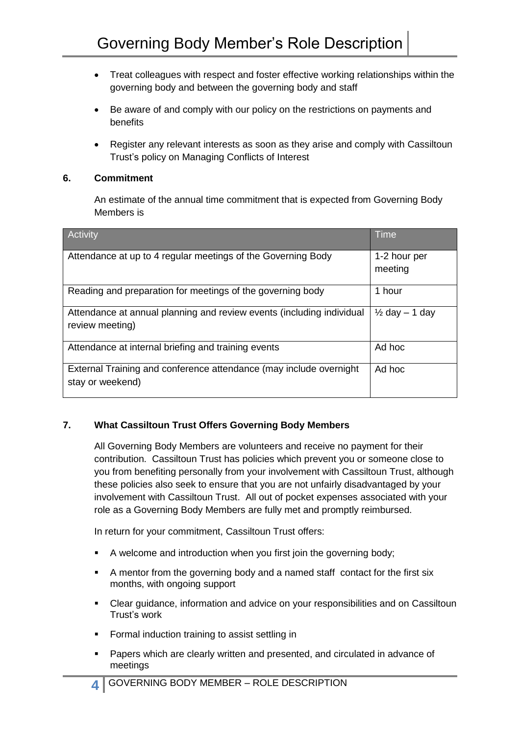- Treat colleagues with respect and foster effective working relationships within the governing body and between the governing body and staff
- Be aware of and comply with our policy on the restrictions on payments and benefits
- Register any relevant interests as soon as they arise and comply with Cassiltoun Trust's policy on Managing Conflicts of Interest

## 6. Commitment

An estimate of the annual time commitment that is expected from Governing Body Members is

| Activity | Time |
| --- | --- |
| Attendance at up to 4 regular meetings of the Governing Body | 1-2 hour per meeting |
| Reading and preparation for meetings of the governing body | 1 hour |
| Attendance at annual planning and review events (including individual review meeting) | ½ day – 1 day |
| Attendance at internal briefing and training events | Ad hoc |
| External Training and conference attendance (may include overnight stay or weekend) | Ad hoc |

## 7. What Cassiltoun Trust Offers Governing Body Members

All Governing Body Members are volunteers and receive no payment for their contribution. Cassiltoun Trust has policies which prevent you or someone close to you from benefiting personally from your involvement with Cassiltoun Trust, although these policies also seek to ensure that you are not unfairly disadvantaged by your involvement with Cassiltoun Trust. All out of pocket expenses associated with your role as a Governing Body Members are fully met and promptly reimbursed.

In return for your commitment, Cassiltoun Trust offers:

- A welcome and introduction when you first join the governing body;
- A mentor from the governing body and a named staff contact for the first six months, with ongoing support
- Clear guidance, information and advice on your responsibilities and on Cassiltoun Trust's work
- Formal induction training to assist settling in
- Papers which are clearly written and presented, and circulated in advance of meetings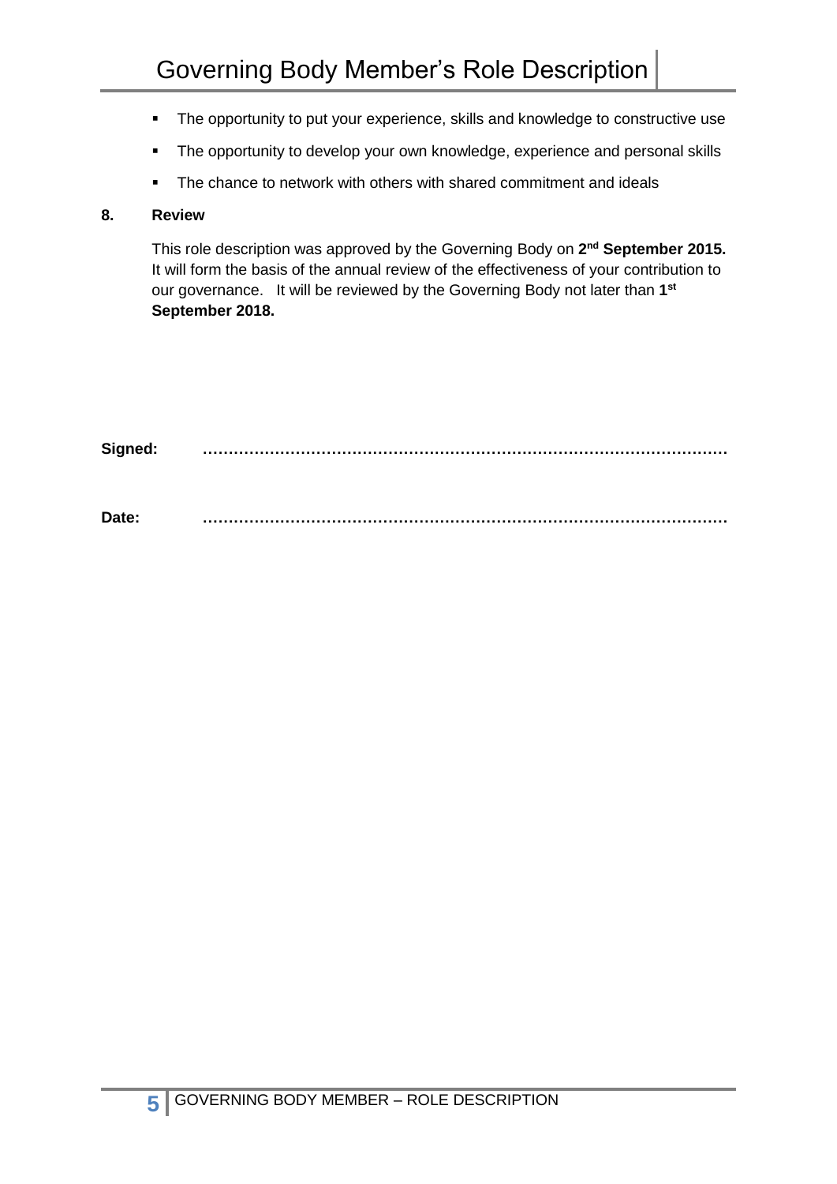- The opportunity to put your experience, skills and knowledge to constructive use
- The opportunity to develop your own knowledge, experience and personal skills
- The chance to network with others with shared commitment and ideals

## 8. Review

This role description was approved by the Governing Body on **2nd September 2015.** It will form the basis of the annual review of the effectiveness of your contribution to our governance. It will be reviewed by the Governing Body not later than **1st September 2018.**

**Signed:** ……………………………………………………………………………………

**Date:** ……………………………………………………………………………………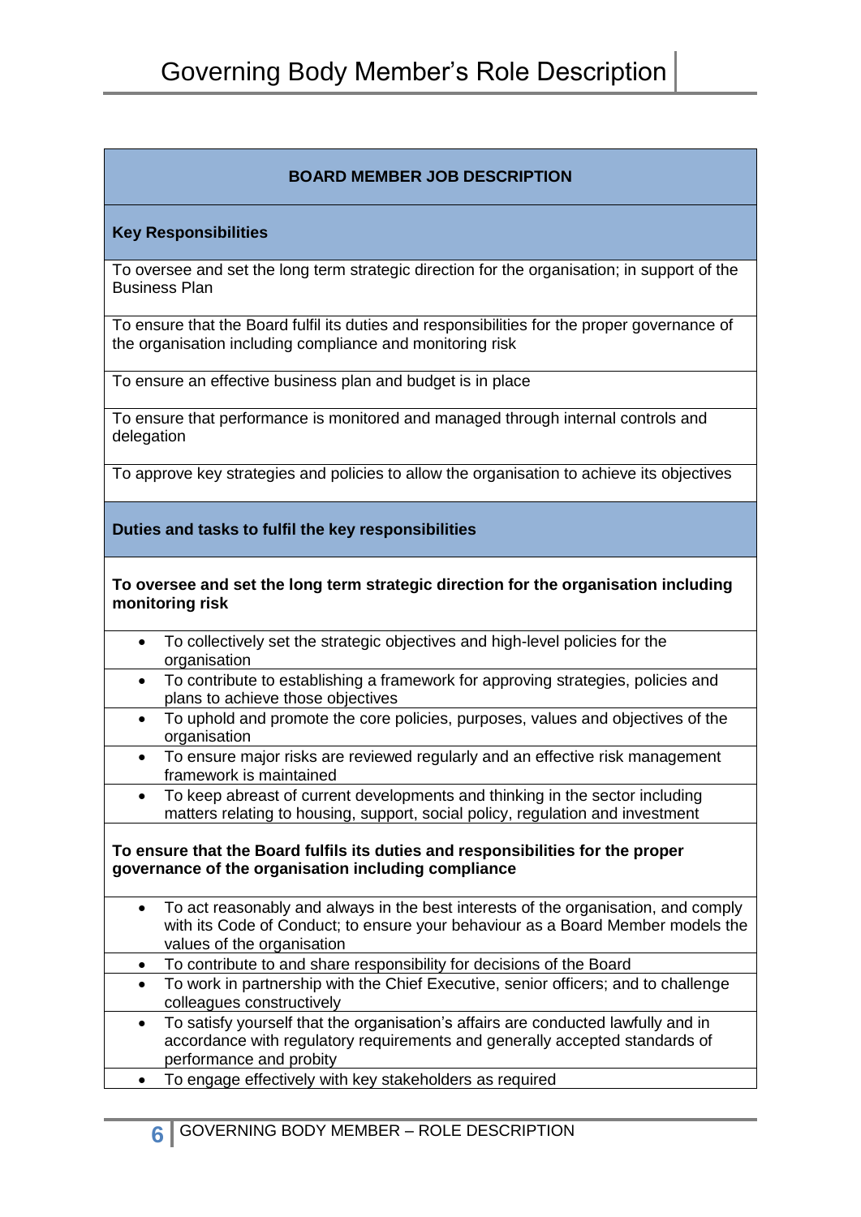| BOARD MEMBER JOB DESCRIPTION |
| --- |
| **Key Responsibilities** |
| To oversee and set the long term strategic direction for the organisation; in support of the Business Plan |
| To ensure that the Board fulfil its duties and responsibilities for the proper governance of the organisation including compliance and monitoring risk |
| To ensure an effective business plan and budget is in place |
| To ensure that performance is monitored and managed through internal controls and delegation |
| To approve key strategies and policies to allow the organisation to achieve its objectives |
| **Duties and tasks to fulfil the key responsibilities** |
| **To oversee and set the long term strategic direction for the organisation including monitoring risk** |
| • To collectively set the strategic objectives and high-level policies for the organisation |
| • To contribute to establishing a framework for approving strategies, policies and plans to achieve those objectives |
| • To uphold and promote the core policies, purposes, values and objectives of the organisation |
| • To ensure major risks are reviewed regularly and an effective risk management framework is maintained |
| • To keep abreast of current developments and thinking in the sector including matters relating to housing, support, social policy, regulation and investment |
| **To ensure that the Board fulfils its duties and responsibilities for the proper governance of the organisation including compliance** |
| • To act reasonably and always in the best interests of the organisation, and comply with its Code of Conduct; to ensure your behaviour as a Board Member models the values of the organisation |
| • To contribute to and share responsibility for decisions of the Board |
| • To work in partnership with the Chief Executive, senior officers; and to challenge colleagues constructively |
| • To satisfy yourself that the organisation's affairs are conducted lawfully and in accordance with regulatory requirements and generally accepted standards of performance and probity |
| • To engage effectively with key stakeholders as required |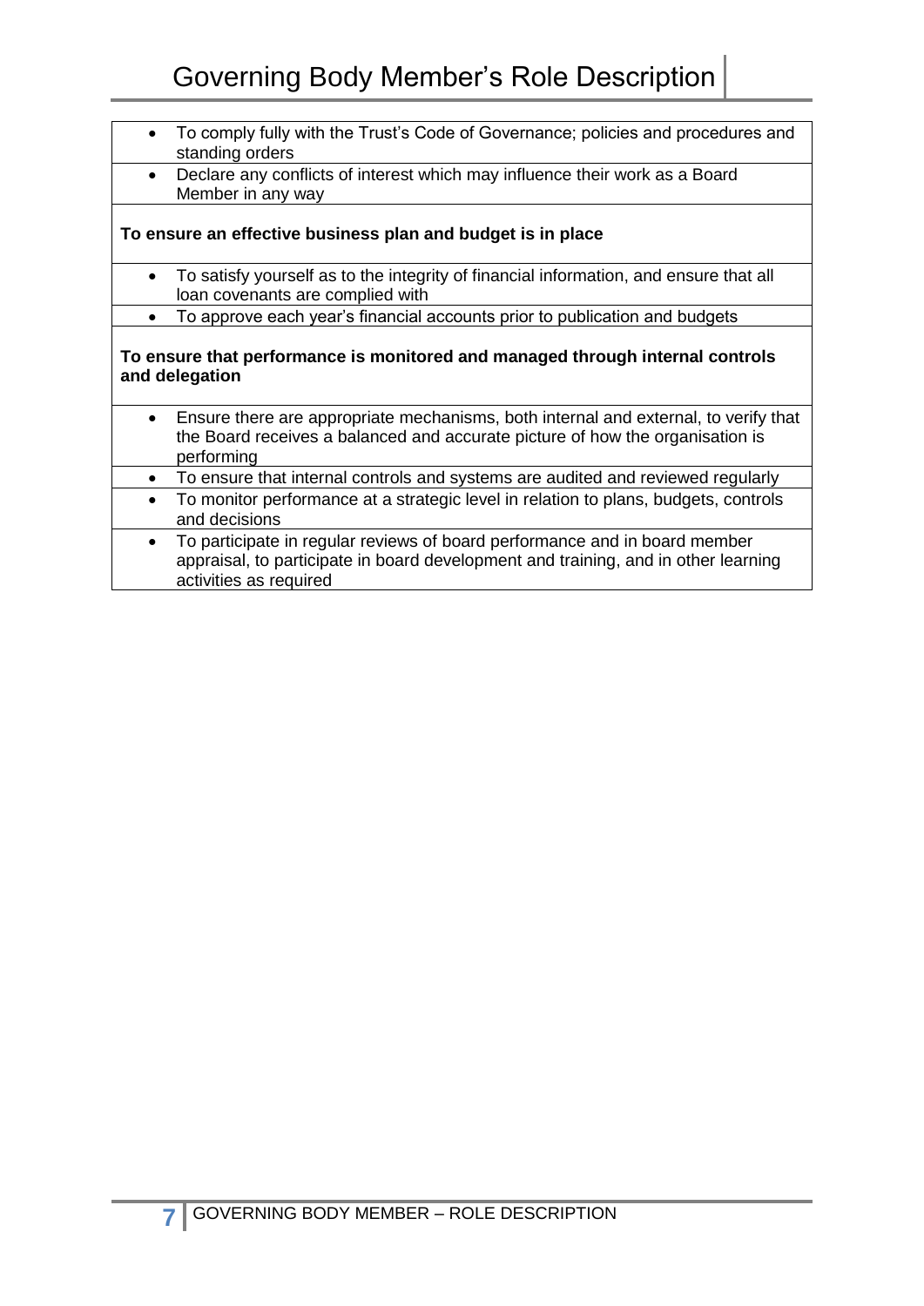- To comply fully with the Trust's Code of Governance; policies and procedures and standing orders
- Declare any conflicts of interest which may influence their work as a Board Member in any way

**To ensure an effective business plan and budget is in place**

- To satisfy yourself as to the integrity of financial information, and ensure that all loan covenants are complied with
- To approve each year's financial accounts prior to publication and budgets

**To ensure that performance is monitored and managed through internal controls and delegation**

- Ensure there are appropriate mechanisms, both internal and external, to verify that the Board receives a balanced and accurate picture of how the organisation is performing
- To ensure that internal controls and systems are audited and reviewed regularly
- To monitor performance at a strategic level in relation to plans, budgets, controls and decisions
- To participate in regular reviews of board performance and in board member appraisal, to participate in board development and training, and in other learning activities as required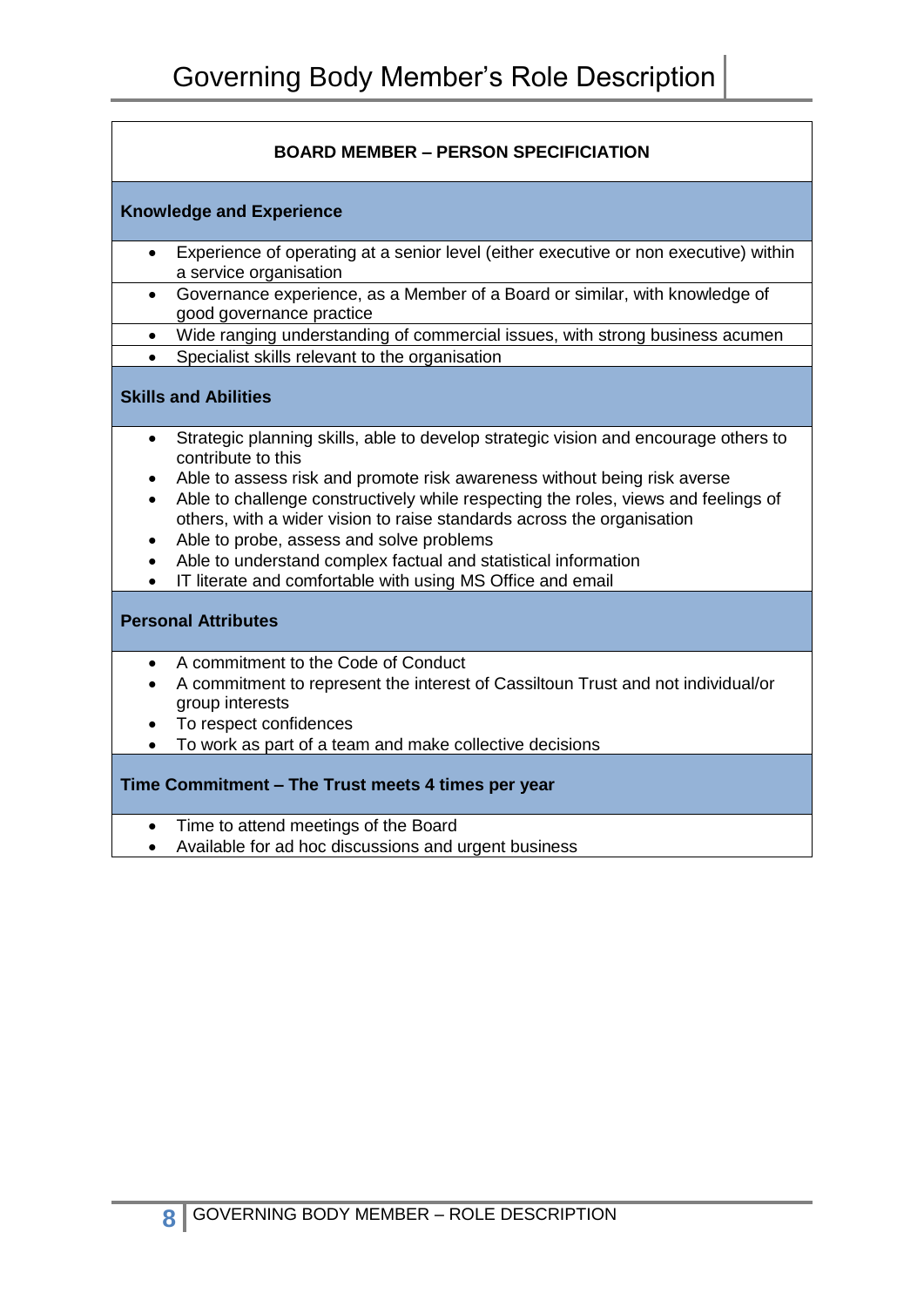## BOARD MEMBER – PERSON SPECIFICATION

### Knowledge and Experience

- Experience of operating at a senior level (either executive or non executive) within a service organisation
- Governance experience, as a Member of a Board or similar, with knowledge of good governance practice
- Wide ranging understanding of commercial issues, with strong business acumen
- Specialist skills relevant to the organisation

### Skills and Abilities

- Strategic planning skills, able to develop strategic vision and encourage others to contribute to this
- Able to assess risk and promote risk awareness without being risk averse
- Able to challenge constructively while respecting the roles, views and feelings of others, with a wider vision to raise standards across the organisation
- Able to probe, assess and solve problems
- Able to understand complex factual and statistical information
- IT literate and comfortable with using MS Office and email

### Personal Attributes

- A commitment to the Code of Conduct
- A commitment to represent the interest of Cassiltoun Trust and not individual/or group interests
- To respect confidences
- To work as part of a team and make collective decisions

### Time Commitment – The Trust meets 4 times per year

- Time to attend meetings of the Board
- Available for ad hoc discussions and urgent business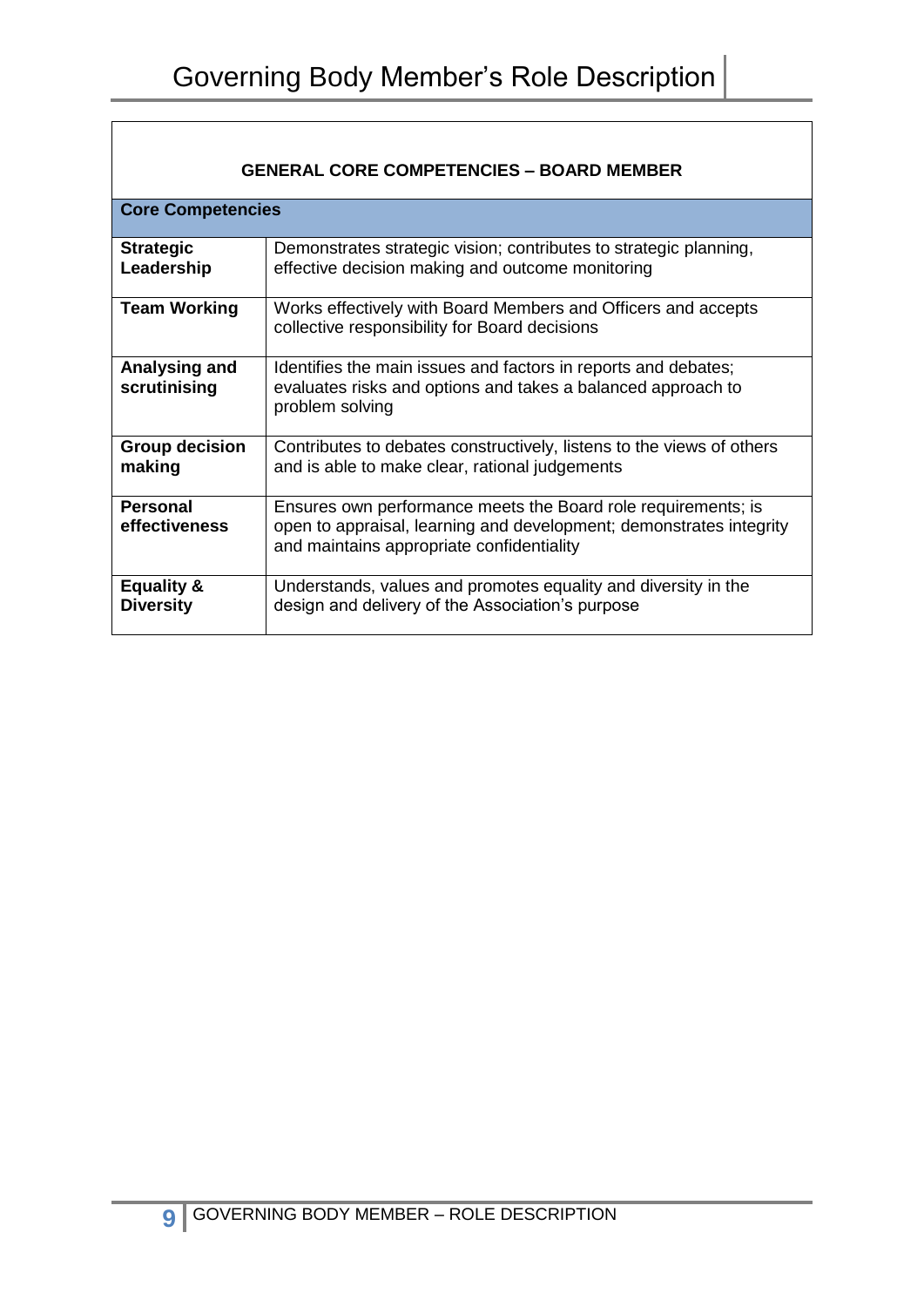## GENERAL CORE COMPETENCIES – BOARD MEMBER

| Core Competencies | |
|---|---|
| **Strategic Leadership** | Demonstrates strategic vision; contributes to strategic planning, effective decision making and outcome monitoring |
| **Team Working** | Works effectively with Board Members and Officers and accepts collective responsibility for Board decisions |
| **Analysing and scrutinising** | Identifies the main issues and factors in reports and debates; evaluates risks and options and takes a balanced approach to problem solving |
| **Group decision making** | Contributes to debates constructively, listens to the views of others and is able to make clear, rational judgements |
| **Personal effectiveness** | Ensures own performance meets the Board role requirements; is open to appraisal, learning and development; demonstrates integrity and maintains appropriate confidentiality |
| **Equality & Diversity** | Understands, values and promotes equality and diversity in the design and delivery of the Association's purpose |